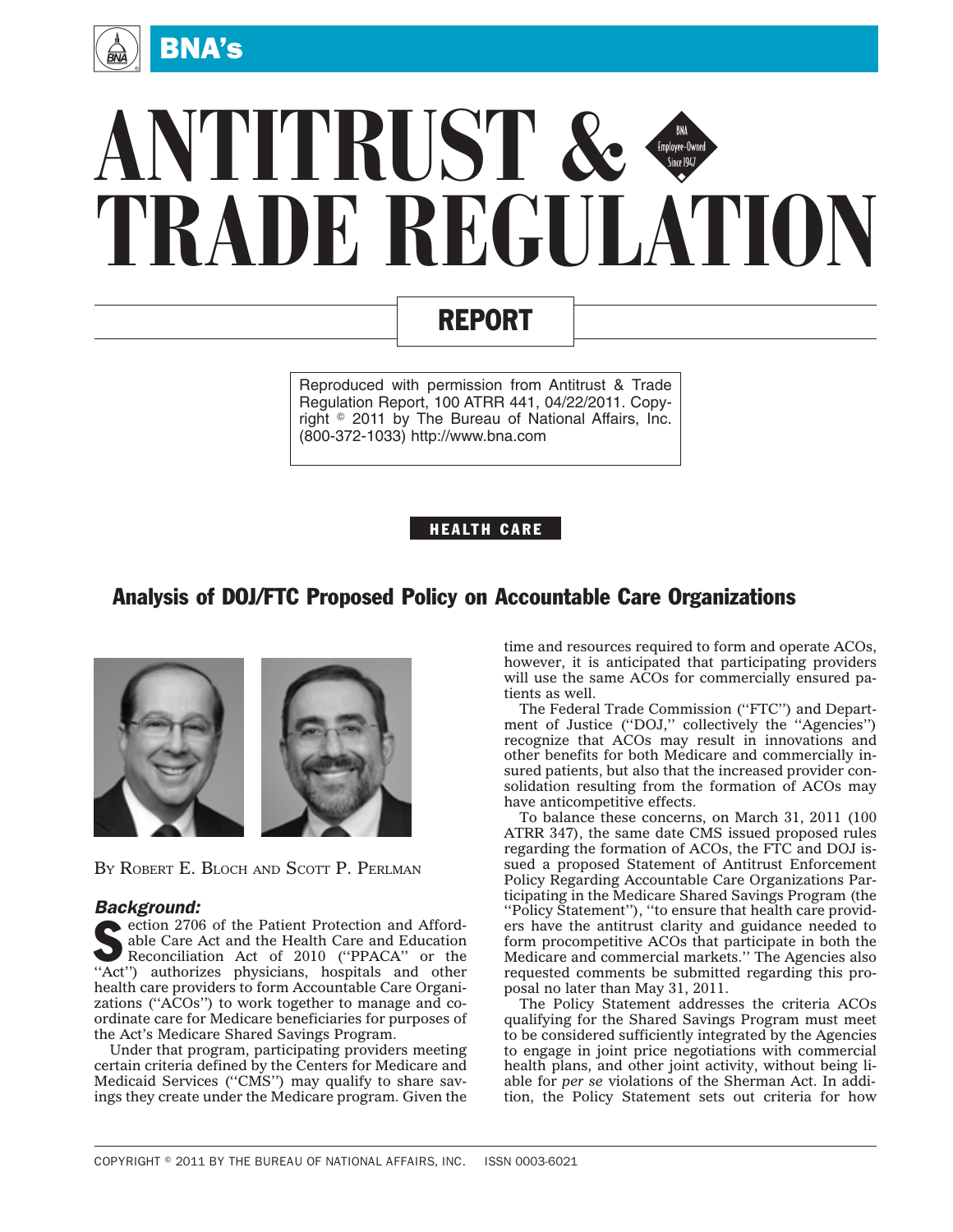# ANTITRUST & TRADE REGULATION REPORT

Reproduced with permission from Antitrust & Trade Regulation Report, 100 ATRR 441, 04/22/2011. Copyright © 2011 by The Bureau of National Affairs, Inc. (800-372-1033) http://www.bna.com

HEALTH CARE

## Analysis of DOJ/FTC Proposed Policy on Accountable Care Organizations

By Robert E. Bloch and Scott P. Perlman

### *Background:*

Section 2706 of the Patient Protection and Affordable Care Act and the Health Care and Education Reconciliation Act of 2010 (''PPACA'' or the ''Act'') authorizes physicians, hospitals and other health care providers to form Accountable Care Organizations (''ACOs'') to work together to manage and coordinate care for Medicare beneficiaries for purposes of the Act's Medicare Shared Savings Program.

Under that program, participating providers meeting certain criteria defined by the Centers for Medicare and Medicaid Services (''CMS'') may qualify to share savings they create under the Medicare program. Given the time and resources required to form and operate ACOs, however, it is anticipated that participating providers will use the same ACOs for commercially ensured patients as well.

The Federal Trade Commission (''FTC'') and Department of Justice (''DOJ,'' collectively the ''Agencies'') recognize that ACOs may result in innovations and other benefits for both Medicare and commercially insured patients, but also that the increased provider consolidation resulting from the formation of ACOs may have anticompetitive effects.

To balance these concerns, on March 31, 2011 (100 ATRR 347), the same date CMS issued proposed rules regarding the formation of ACOs, the FTC and DOJ issued a proposed Statement of Antitrust Enforcement Policy Regarding Accountable Care Organizations Participating in the Medicare Shared Savings Program (the ''Policy Statement''), ''to ensure that health care providers have the antitrust clarity and guidance needed to form procompetitive ACOs that participate in both the Medicare and commercial markets.'' The Agencies also requested comments be submitted regarding this proposal no later than May 31, 2011.

The Policy Statement addresses the criteria ACOs qualifying for the Shared Savings Program must meet to be considered sufficiently integrated by the Agencies to engage in joint price negotiations with commercial health plans, and other joint activity, without being liable for *per se* violations of the Sherman Act. In addition, the Policy Statement sets out criteria for how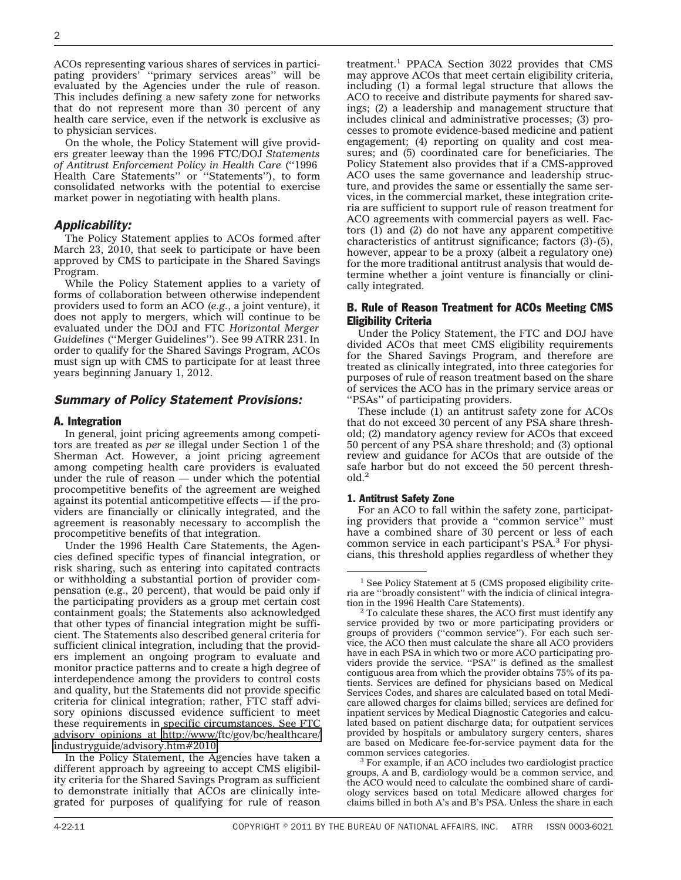ACOs representing various shares of services in participating providers' ''primary services areas'' will be evaluated by the Agencies under the rule of reason. This includes defining a new safety zone for networks that do not represent more than 30 percent of any health care service, even if the network is exclusive as to physician services.

On the whole, the Policy Statement will give providers greater leeway than the 1996 FTC/DOJ *Statements of Antitrust Enforcement Policy in Health Care* (''1996 Health Care Statements'' or ''Statements''), to form consolidated networks with the potential to exercise market power in negotiating with health plans.

## *Applicability:*

The Policy Statement applies to ACOs formed after March 23, 2010, that seek to participate or have been approved by CMS to participate in the Shared Savings Program.

While the Policy Statement applies to a variety of forms of collaboration between otherwise independent providers used to form an ACO (*e.g.*, a joint venture), it does not apply to mergers, which will continue to be evaluated under the DOJ and FTC *Horizontal Merger Guidelines* (''Merger Guidelines''). See 99 ATRR 231. In order to qualify for the Shared Savings Program, ACOs must sign up with CMS to participate for at least three years beginning January 1, 2012.

## *Summary of Policy Statement Provisions:*

### A. Integration

In general, joint pricing agreements among competitors are treated as *per se* illegal under Section 1 of the Sherman Act. However, a joint pricing agreement among competing health care providers is evaluated under the rule of reason — under which the potential procompetitive benefits of the agreement are weighed against its potential anticompetitive effects — if the providers are financially or clinically integrated, and the agreement is reasonably necessary to accomplish the procompetitive benefits of that integration.

Under the 1996 Health Care Statements, the Agencies defined specific types of financial integration, or risk sharing, such as entering into capitated contracts or withholding a substantial portion of provider compensation (e.g., 20 percent), that would be paid only if the participating providers as a group met certain cost containment goals; the Statements also acknowledged that other types of financial integration might be sufficient. The Statements also described general criteria for sufficient clinical integration, including that the providers implement an ongoing program to evaluate and monitor practice patterns and to create a high degree of interdependence among the providers to control costs and quality, but the Statements did not provide specific criteria for clinical integration; rather, FTC staff advisory opinions discussed evidence sufficient to meet these requirements in specific circumstances. See FTC advisory opinions at http://www/ftc/gov/bc/healthcare/industryguide/advisory.htm#2010.

In the Policy Statement, the Agencies have taken a different approach by agreeing to accept CMS eligibility criteria for the Shared Savings Program as sufficient to demonstrate initially that ACOs are clinically integrated for purposes of qualifying for rule of reason treatment.[1] PPACA Section 3022 provides that CMS may approve ACOs that meet certain eligibility criteria, including (1) a formal legal structure that allows the ACO to receive and distribute payments for shared savings; (2) a leadership and management structure that includes clinical and administrative processes; (3) processes to promote evidence-based medicine and patient engagement; (4) reporting on quality and cost measures; and (5) coordinated care for beneficiaries. The Policy Statement also provides that if a CMS-approved ACO uses the same governance and leadership structure, and provides the same or essentially the same services, in the commercial market, these integration criteria are sufficient to support rule of reason treatment for ACO agreements with commercial payers as well. Factors (1) and (2) do not have any apparent competitive characteristics of antitrust significance; factors (3)-(5), however, appear to be a proxy (albeit a regulatory one) for the more traditional antitrust analysis that would determine whether a joint venture is financially or clinically integrated.

### B. Rule of Reason Treatment for ACOs Meeting CMS Eligibility Criteria

Under the Policy Statement, the FTC and DOJ have divided ACOs that meet CMS eligibility requirements for the Shared Savings Program, and therefore are treated as clinically integrated, into three categories for purposes of rule of reason treatment based on the share of services the ACO has in the primary service areas or ''PSAs'' of participating providers.

These include (1) an antitrust safety zone for ACOs that do not exceed 30 percent of any PSA share threshold; (2) mandatory agency review for ACOs that exceed 50 percent of any PSA share threshold; and (3) optional review and guidance for ACOs that are outside of the safe harbor but do not exceed the 50 percent threshold.[2]

#### 1. Antitrust Safety Zone

For an ACO to fall within the safety zone, participating providers that provide a ''common service'' must have a combined share of 30 percent or less of each common service in each participant's PSA.[3] For physicians, this threshold applies regardless of whether they

---

[1] See Policy Statement at 5 (CMS proposed eligibility criteria are ''broadly consistent'' with the indicia of clinical integration in the 1996 Health Care Statements).

[2] To calculate these shares, the ACO first must identify any service provided by two or more participating providers or groups of providers (''common service''). For each such service, the ACO then must calculate the share all ACO providers have in each PSA in which two or more ACO participating providers provide the service. ''PSA'' is defined as the smallest contiguous area from which the provider obtains 75% of its patients. Services are defined for physicians based on Medical Services Codes, and shares are calculated based on total Medicare allowed charges for claims billed; services are defined for inpatient services by Medical Diagnostic Categories and calculated based on patient discharge data; for outpatient services provided by hospitals or ambulatory surgery centers, shares are based on Medicare fee-for-service payment data for the common services categories.

[3] For example, if an ACO includes two cardiologist practice groups, A and B, cardiology would be a common service, and the ACO would need to calculate the combined share of cardiology services based on total Medicare allowed charges for claims billed in both A's and B's PSA. Unless the share in each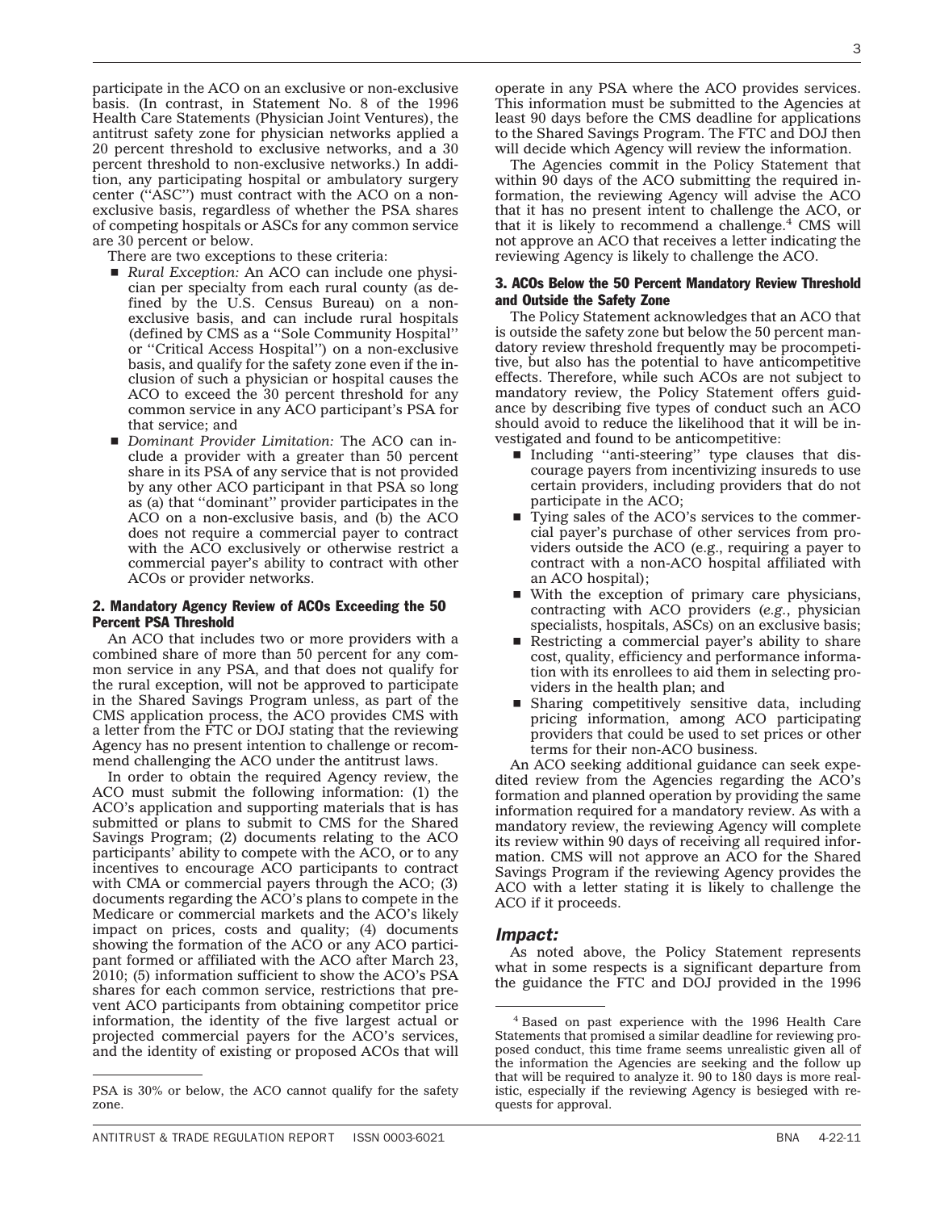participate in the ACO on an exclusive or non-exclusive basis. (In contrast, in Statement No. 8 of the 1996 Health Care Statements (Physician Joint Ventures), the antitrust safety zone for physician networks applied a 20 percent threshold to exclusive networks, and a 30 percent threshold to non-exclusive networks.) In addition, any participating hospital or ambulatory surgery center (''ASC'') must contract with the ACO on a non-exclusive basis, regardless of whether the PSA shares of competing hospitals or ASCs for any common service are 30 percent or below.

There are two exceptions to these criteria:

- *Rural Exception:* An ACO can include one physician per specialty from each rural county (as defined by the U.S. Census Bureau) on a non-exclusive basis, and can include rural hospitals (defined by CMS as a ''Sole Community Hospital'' or ''Critical Access Hospital'') on a non-exclusive basis, and qualify for the safety zone even if the inclusion of such a physician or hospital causes the ACO to exceed the 30 percent threshold for any common service in any ACO participant's PSA for that service; and
- *Dominant Provider Limitation:* The ACO can include a provider with a greater than 50 percent share in its PSA of any service that is not provided by any other ACO participant in that PSA so long as (a) that ''dominant'' provider participates in the ACO on a non-exclusive basis, and (b) the ACO does not require a commercial payer to contract with the ACO exclusively or otherwise restrict a commercial payer's ability to contract with other ACOs or provider networks.

### 2. Mandatory Agency Review of ACOs Exceeding the 50 Percent PSA Threshold

An ACO that includes two or more providers with a combined share of more than 50 percent for any common service in any PSA, and that does not qualify for the rural exception, will not be approved to participate in the Shared Savings Program unless, as part of the CMS application process, the ACO provides CMS with a letter from the FTC or DOJ stating that the reviewing Agency has no present intention to challenge or recommend challenging the ACO under the antitrust laws.

In order to obtain the required Agency review, the ACO must submit the following information: (1) the ACO's application and supporting materials that is has submitted or plans to submit to CMS for the Shared Savings Program; (2) documents relating to the ACO participants' ability to compete with the ACO, or to any incentives to encourage ACO participants to contract with CMA or commercial payers through the ACO; (3) documents regarding the ACO's plans to compete in the Medicare or commercial markets and the ACO's likely impact on prices, costs and quality; (4) documents showing the formation of the ACO or any ACO participant formed or affiliated with the ACO after March 23, 2010; (5) information sufficient to show the ACO's PSA shares for each common service, restrictions that prevent ACO participants from obtaining competitor price information, the identity of the five largest actual or projected commercial payers for the ACO's services, and the identity of existing or proposed ACOs that will operate in any PSA where the ACO provides services. This information must be submitted to the Agencies at least 90 days before the CMS deadline for applications to the Shared Savings Program. The FTC and DOJ then will decide which Agency will review the information.

The Agencies commit in the Policy Statement that within 90 days of the ACO submitting the required information, the reviewing Agency will advise the ACO that it has no present intent to challenge the ACO, or that it is likely to recommend a challenge.[4] CMS will not approve an ACO that receives a letter indicating the reviewing Agency is likely to challenge the ACO.

### 3. ACOs Below the 50 Percent Mandatory Review Threshold and Outside the Safety Zone

The Policy Statement acknowledges that an ACO that is outside the safety zone but below the 50 percent mandatory review threshold frequently may be procompetitive, but also has the potential to have anticompetitive effects. Therefore, while such ACOs are not subject to mandatory review, the Policy Statement offers guidance by describing five types of conduct such an ACO should avoid to reduce the likelihood that it will be investigated and found to be anticompetitive:

- Including ''anti-steering'' type clauses that discourage payers from incentivizing insureds to use certain providers, including providers that do not participate in the ACO;
- Tying sales of the ACO's services to the commercial payer's purchase of other services from providers outside the ACO (e.g., requiring a payer to contract with a non-ACO hospital affiliated with an ACO hospital);
- With the exception of primary care physicians, contracting with ACO providers (*e.g.*, physician specialists, hospitals, ASCs) on an exclusive basis;
- Restricting a commercial payer's ability to share cost, quality, efficiency and performance information with its enrollees to aid them in selecting providers in the health plan; and
- Sharing competitively sensitive data, including pricing information, among ACO participating providers that could be used to set prices or other terms for their non-ACO business.

An ACO seeking additional guidance can seek expedited review from the Agencies regarding the ACO's formation and planned operation by providing the same information required for a mandatory review. As with a mandatory review, the reviewing Agency will complete its review within 90 days of receiving all required information. CMS will not approve an ACO for the Shared Savings Program if the reviewing Agency provides the ACO with a letter stating it is likely to challenge the ACO if it proceeds.

## *Impact:*

As noted above, the Policy Statement represents what in some respects is a significant departure from the guidance the FTC and DOJ provided in the 1996

---

PSA is 30% or below, the ACO cannot qualify for the safety zone.

[4] Based on past experience with the 1996 Health Care Statements that promised a similar deadline for reviewing proposed conduct, this time frame seems unrealistic given all of the information the Agencies are seeking and the follow up that will be required to analyze it. 90 to 180 days is more realistic, especially if the reviewing Agency is besieged with requests for approval.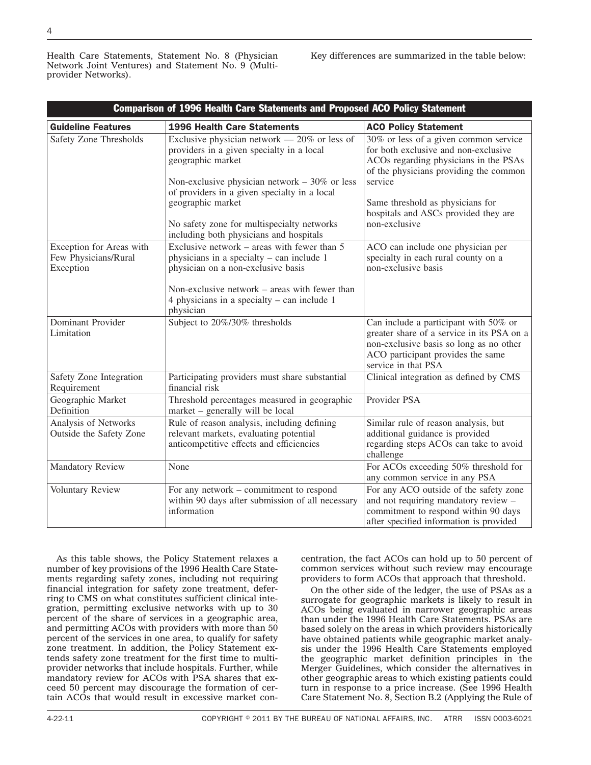Health Care Statements, Statement No. 8 (Physician Network Joint Ventures) and Statement No. 9 (Multiprovider Networks).

Key differences are summarized in the table below:

**Comparison of 1996 Health Care Statements and Proposed ACO Policy Statement**

| Guideline Features | 1996 Health Care Statements | ACO Policy Statement |
|---|---|---|
| Safety Zone Thresholds | Exclusive physician network — 20% or less of providers in a given specialty in a local geographic market<br><br>Non-exclusive physician network – 30% or less of providers in a given specialty in a local geographic market<br><br>No safety zone for multispecialty networks including both physicians and hospitals | 30% or less of a given common service for both exclusive and non-exclusive ACOs regarding physicians in the PSAs of the physicians providing the common service<br><br>Same threshold as physicians for hospitals and ASCs provided they are non-exclusive |
| Exception for Areas with Few Physicians/Rural Exception | Exclusive network – areas with fewer than 5 physicians in a specialty – can include 1 physician on a non-exclusive basis<br><br>Non-exclusive network – areas with fewer than 4 physicians in a specialty – can include 1 physician | ACO can include one physician per specialty in each rural county on a non-exclusive basis |
| Dominant Provider Limitation | Subject to 20%/30% thresholds | Can include a participant with 50% or greater share of a service in its PSA on a non-exclusive basis so long as no other ACO participant provides the same service in that PSA |
| Safety Zone Integration Requirement | Participating providers must share substantial financial risk | Clinical integration as defined by CMS |
| Geographic Market Definition | Threshold percentages measured in geographic market – generally will be local | Provider PSA |
| Analysis of Networks Outside the Safety Zone | Rule of reason analysis, including defining relevant markets, evaluating potential anticompetitive effects and efficiencies | Similar rule of reason analysis, but additional guidance is provided regarding steps ACOs can take to avoid challenge |
| Mandatory Review | None | For ACOs exceeding 50% threshold for any common service in any PSA |
| Voluntary Review | For any network – commitment to respond within 90 days after submission of all necessary information | For any ACO outside of the safety zone and not requiring mandatory review – commitment to respond within 90 days after specified information is provided |

As this table shows, the Policy Statement relaxes a number of key provisions of the 1996 Health Care Statements regarding safety zones, including not requiring financial integration for safety zone treatment, deferring to CMS on what constitutes sufficient clinical integration, permitting exclusive networks with up to 30 percent of the share of services in a geographic area, and permitting ACOs with providers with more than 50 percent of the services in one area, to qualify for safety zone treatment. In addition, the Policy Statement extends safety zone treatment for the first time to multiprovider networks that include hospitals. Further, while mandatory review for ACOs with PSA shares that exceed 50 percent may discourage the formation of certain ACOs that would result in excessive market concentration, the fact ACOs can hold up to 50 percent of common services without such review may encourage providers to form ACOs that approach that threshold.

On the other side of the ledger, the use of PSAs as a surrogate for geographic markets is likely to result in ACOs being evaluated in narrower geographic areas than under the 1996 Health Care Statements. PSAs are based solely on the areas in which providers historically have obtained patients while geographic market analysis under the 1996 Health Care Statements employed the geographic market definition principles in the Merger Guidelines, which consider the alternatives in other geographic areas to which existing patients could turn in response to a price increase. (See 1996 Health Care Statement No. 8, Section B.2 (Applying the Rule of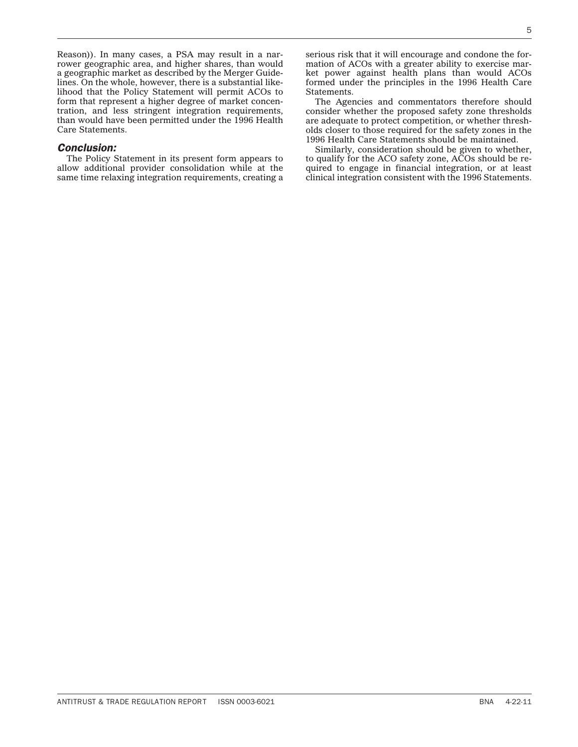Reason)). In many cases, a PSA may result in a narrower geographic area, and higher shares, than would a geographic market as described by the Merger Guidelines. On the whole, however, there is a substantial likelihood that the Policy Statement will permit ACOs to form that represent a higher degree of market concentration, and less stringent integration requirements, than would have been permitted under the 1996 Health Care Statements.

### *Conclusion:*

The Policy Statement in its present form appears to allow additional provider consolidation while at the same time relaxing integration requirements, creating a serious risk that it will encourage and condone the formation of ACOs with a greater ability to exercise market power against health plans than would ACOs formed under the principles in the 1996 Health Care Statements.

The Agencies and commentators therefore should consider whether the proposed safety zone thresholds are adequate to protect competition, or whether thresholds closer to those required for the safety zones in the 1996 Health Care Statements should be maintained.

Similarly, consideration should be given to whether, to qualify for the ACO safety zone, ACOs should be required to engage in financial integration, or at least clinical integration consistent with the 1996 Statements.